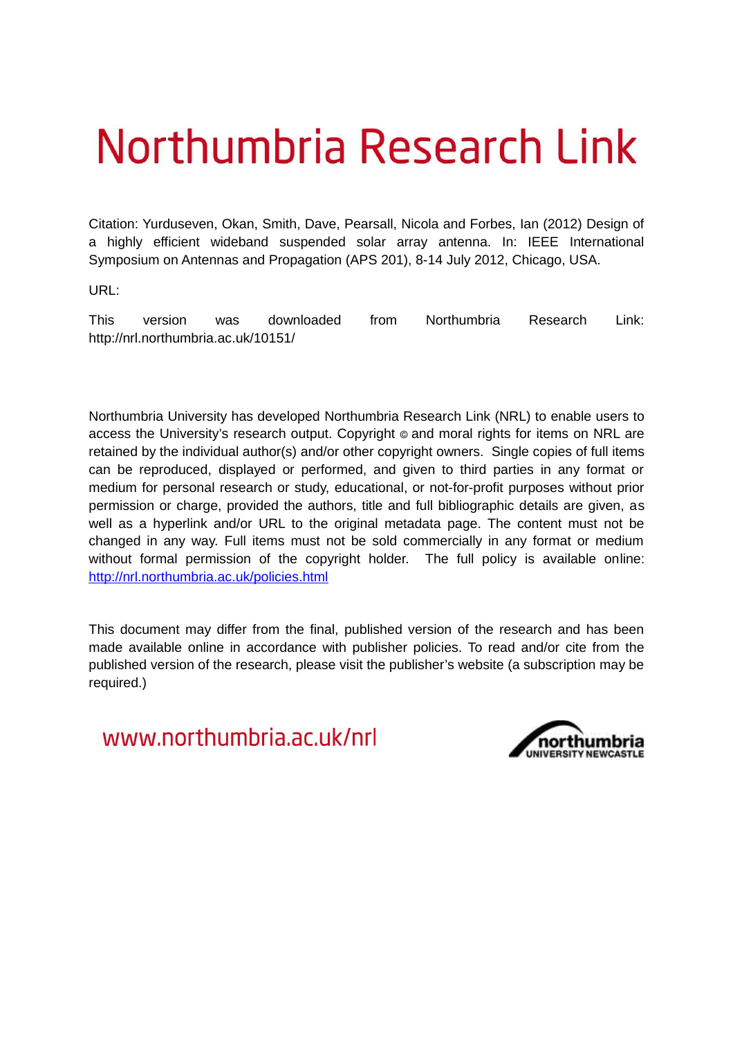# Northumbria Research Link

Citation: Yurduseven, Okan, Smith, Dave, Pearsall, Nicola and Forbes, Ian (2012) Design of a highly efficient wideband suspended solar array antenna. In: IEEE International Symposium on Antennas and Propagation (APS 201), 8-14 July 2012, Chicago, USA.

URL:

This version was downloaded from Northumbria Research Link: http://nrl.northumbria.ac.uk/10151/

Northumbria University has developed Northumbria Research Link (NRL) to enable users to access the University's research output. Copyright © and moral rights for items on NRL are retained by the individual author(s) and/or other copyright owners. Single copies of full items can be reproduced, displayed or performed, and given to third parties in any format or medium for personal research or study, educational, or not-for-profit purposes without prior permission or charge, provided the authors, title and full bibliographic details are given, as well as a hyperlink and/or URL to the original metadata page. The content must not be changed in any way. Full items must not be sold commercially in any format or medium without formal permission of the copyright holder. The full policy is available online: http://nrl.northumbria.ac.uk/policies.html

This document may differ from the final, published version of the research and has been made available online in accordance with publisher policies. To read and/or cite from the published version of the research, please visit the publisher's website (a subscription may be required.)

www.northumbria.ac.uk/nrl

northumbria UNIVERSITY NEWCASTLE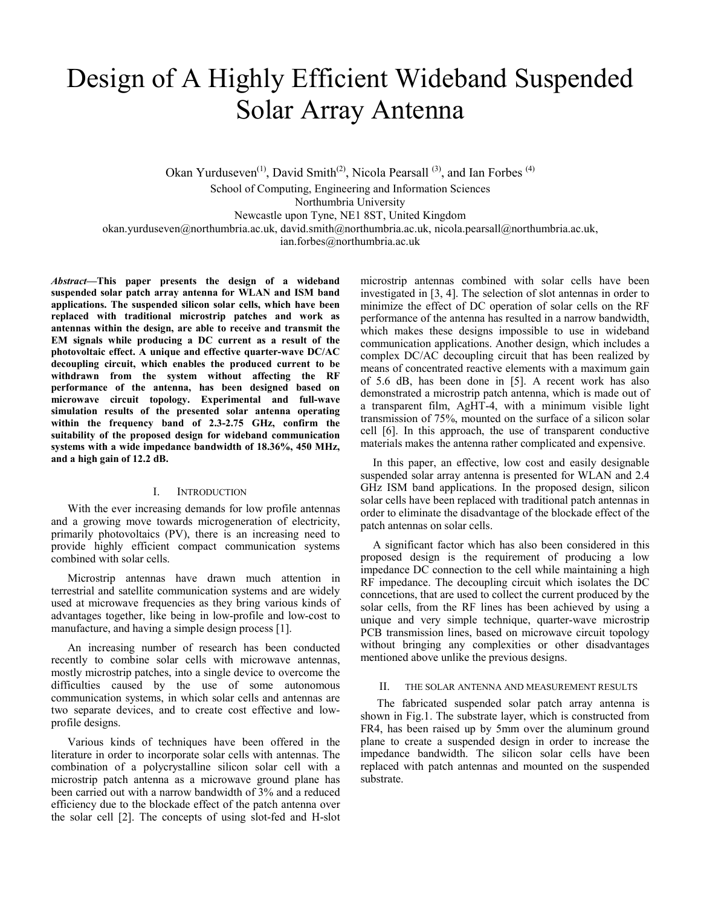# Design of A Highly Efficient Wideband Suspended Solar Array Antenna

Okan Yurduseven[(1)], David Smith[(2)], Nicola Pearsall [(3)], and Ian Forbes [(4)]

School of Computing, Engineering and Information Sciences
Northumbria University
Newcastle upon Tyne, NE1 8ST, United Kingdom
okan.yurduseven@northumbria.ac.uk, david.smith@northumbria.ac.uk, nicola.pearsall@northumbria.ac.uk, ian.forbes@northumbria.ac.uk

***Abstract*—This paper presents the design of a wideband suspended solar patch array antenna for WLAN and ISM band applications. The suspended silicon solar cells, which have been replaced with traditional microstrip patches and work as antennas within the design, are able to receive and transmit the EM signals while producing a DC current as a result of the photovoltaic effect. A unique and effective quarter-wave DC/AC decoupling circuit, which enables the produced current to be withdrawn from the system without affecting the RF performance of the antenna, has been designed based on microwave circuit topology. Experimental and full-wave simulation results of the presented solar antenna operating within the frequency band of 2.3-2.75 GHz, confirm the suitability of the proposed design for wideband communication systems with a wide impedance bandwidth of 18.36%, 450 MHz, and a high gain of 12.2 dB.**

## I. Introduction

With the ever increasing demands for low profile antennas and a growing move towards microgeneration of electricity, primarily photovoltaics (PV), there is an increasing need to provide highly efficient compact communication systems combined with solar cells.

Microstrip antennas have drawn much attention in terrestrial and satellite communication systems and are widely used at microwave frequencies as they bring various kinds of advantages together, like being in low-profile and low-cost to manufacture, and having a simple design process [1].

An increasing number of research has been conducted recently to combine solar cells with microwave antennas, mostly microstrip patches, into a single device to overcome the difficulties caused by the use of some autonomous communication systems, in which solar cells and antennas are two separate devices, and to create cost effective and low-profile designs.

Various kinds of techniques have been offered in the literature in order to incorporate solar cells with antennas. The combination of a polycrystalline silicon solar cell with a microstrip patch antenna as a microwave ground plane has been carried out with a narrow bandwidth of 3% and a reduced efficiency due to the blockade effect of the patch antenna over the solar cell [2]. The concepts of using slot-fed and H-slot microstrip antennas combined with solar cells have been investigated in [3, 4]. The selection of slot antennas in order to minimize the effect of DC operation of solar cells on the RF performance of the antenna has resulted in a narrow bandwidth, which makes these designs impossible to use in wideband communication applications. Another design, which includes a complex DC/AC decoupling circuit that has been realized by means of concentrated reactive elements with a maximum gain of 5.6 dB, has been done in [5]. A recent work has also demonstrated a microstrip patch antenna, which is made out of a transparent film, AgHT-4, with a minimum visible light transmission of 75%, mounted on the surface of a silicon solar cell [6]. In this approach, the use of transparent conductive materials makes the antenna rather complicated and expensive.

In this paper, an effective, low cost and easily designable suspended solar array antenna is presented for WLAN and 2.4 GHz ISM band applications. In the proposed design, silicon solar cells have been replaced with traditional patch antennas in order to eliminate the disadvantage of the blockade effect of the patch antennas on solar cells.

A significant factor which has also been considered in this proposed design is the requirement of producing a low impedance DC connection to the cell while maintaining a high RF impedance. The decoupling circuit which isolates the DC conncetions, that are used to collect the current produced by the solar cells, from the RF lines has been achieved by using a unique and very simple technique, quarter-wave microstrip PCB transmission lines, based on microwave circuit topology without bringing any complexities or other disadvantages mentioned above unlike the previous designs.

## II. The Solar Antenna and Measurement Results

The fabricated suspended solar patch array antenna is shown in Fig.1. The substrate layer, which is constructed from FR4, has been raised up by 5mm over the aluminum ground plane to create a suspended design in order to increase the impedance bandwidth. The silicon solar cells have been replaced with patch antennas and mounted on the suspended substrate.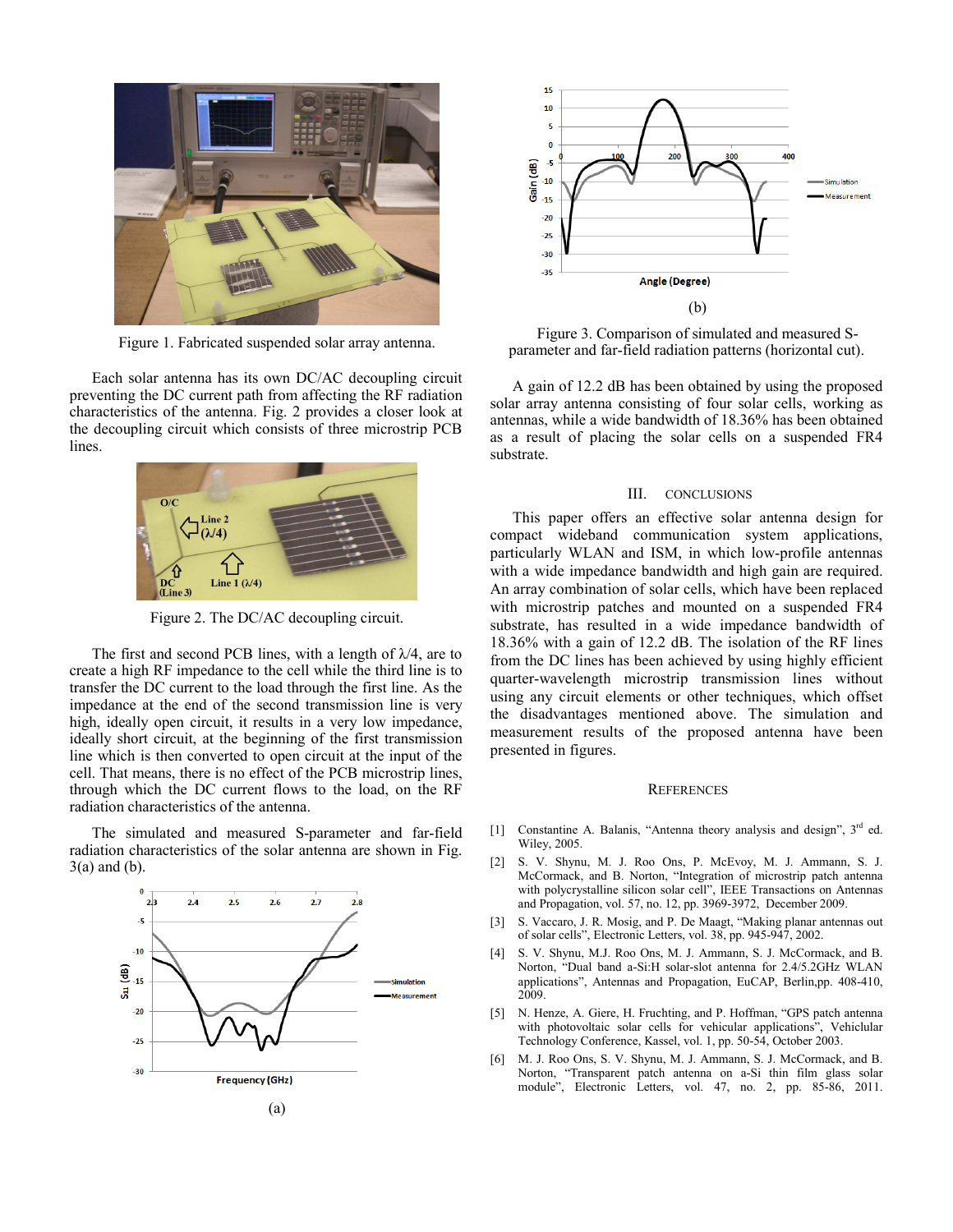Figure 1. Fabricated suspended solar array antenna.

Each solar antenna has its own DC/AC decoupling circuit preventing the DC current path from affecting the RF radiation characteristics of the antenna. Fig. 2 provides a closer look at the decoupling circuit which consists of three microstrip PCB lines.

Figure 2. The DC/AC decoupling circuit.

The first and second PCB lines, with a length of $\lambda/4$, are to create a high RF impedance to the cell while the third line is to transfer the DC current to the load through the first line. As the impedance at the end of the second transmission line is very high, ideally open circuit, it results in a very low impedance, ideally short circuit, at the beginning of the first transmission line which is then converted to open circuit at the input of the cell. That means, there is no effect of the PCB microstrip lines, through which the DC current flows to the load, on the RF radiation characteristics of the antenna.

The simulated and measured S-parameter and far-field radiation characteristics of the solar antenna are shown in Fig. 3(a) and (b).

0
-5
-10
-15
-20
-25
-30
2.3
2.4
2.5
2.6
2.7
2.8
S11 (dB)
Frequency (GHz)
Simulation
Measurement

(a)

15
10
5
0
-5
-10
-15
-20
-25
-30
-35
0
100
200
300
400
Gain (dB)
Angle (Degree)
Simulation
Measurement

(b)

Figure 3. Comparison of simulated and measured S-parameter and far-field radiation patterns (horizontal cut).

A gain of 12.2 dB has been obtained by using the proposed solar array antenna consisting of four solar cells, working as antennas, while a wide bandwidth of 18.36% has been obtained as a result of placing the solar cells on a suspended FR4 substrate.

## III. CONCLUSIONS

This paper offers an effective solar antenna design for compact wideband communication system applications, particularly WLAN and ISM, in which low-profile antennas with a wide impedance bandwidth and high gain are required. An array combination of solar cells, which have been replaced with microstrip patches and mounted on a suspended FR4 substrate, has resulted in a wide impedance bandwidth of 18.36% with a gain of 12.2 dB. The isolation of the RF lines from the DC lines has been achieved by using highly efficient quarter-wavelength microstrip transmission lines without using any circuit elements or other techniques, which offset the disadvantages mentioned above. The simulation and measurement results of the proposed antenna have been presented in figures.

## REFERENCES

[1] Constantine A. Balanis, "Antenna theory analysis and design", 3rd ed. Wiley, 2005.

[2] S. V. Shynu, M. J. Roo Ons, P. McEvoy, M. J. Ammann, S. J. McCormack, and B. Norton, "Integration of microstrip patch antenna with polycrystalline silicon solar cell", IEEE Transactions on Antennas and Propagation, vol. 57, no. 12, pp. 3969-3972, December 2009.

[3] S. Vaccaro, J. R. Mosig, and P. De Maagt, "Making planar antennas out of solar cells", Electronic Letters, vol. 38, pp. 945-947, 2002.

[4] S. V. Shynu, M.J. Roo Ons, M. J. Ammann, S. J. McCormack, and B. Norton, "Dual band a-Si:H solar-slot antenna for 2.4/5.2GHz WLAN applications", Antennas and Propagation, EuCAP, Berlin,pp. 408-410, 2009.

[5] N. Henze, A. Giere, H. Fruchting, and P. Hoffman, "GPS patch antenna with photovoltaic solar cells for vehicular applications", Vehicular Technology Conference, Kassel, vol. 1, pp. 50-54, October 2003.

[6] M. J. Roo Ons, S. V. Shynu, M. J. Ammann, S. J. McCormack, and B. Norton, "Transparent patch antenna on a-Si thin film glass solar module", Electronic Letters, vol. 47, no. 2, pp. 85-86, 2011.